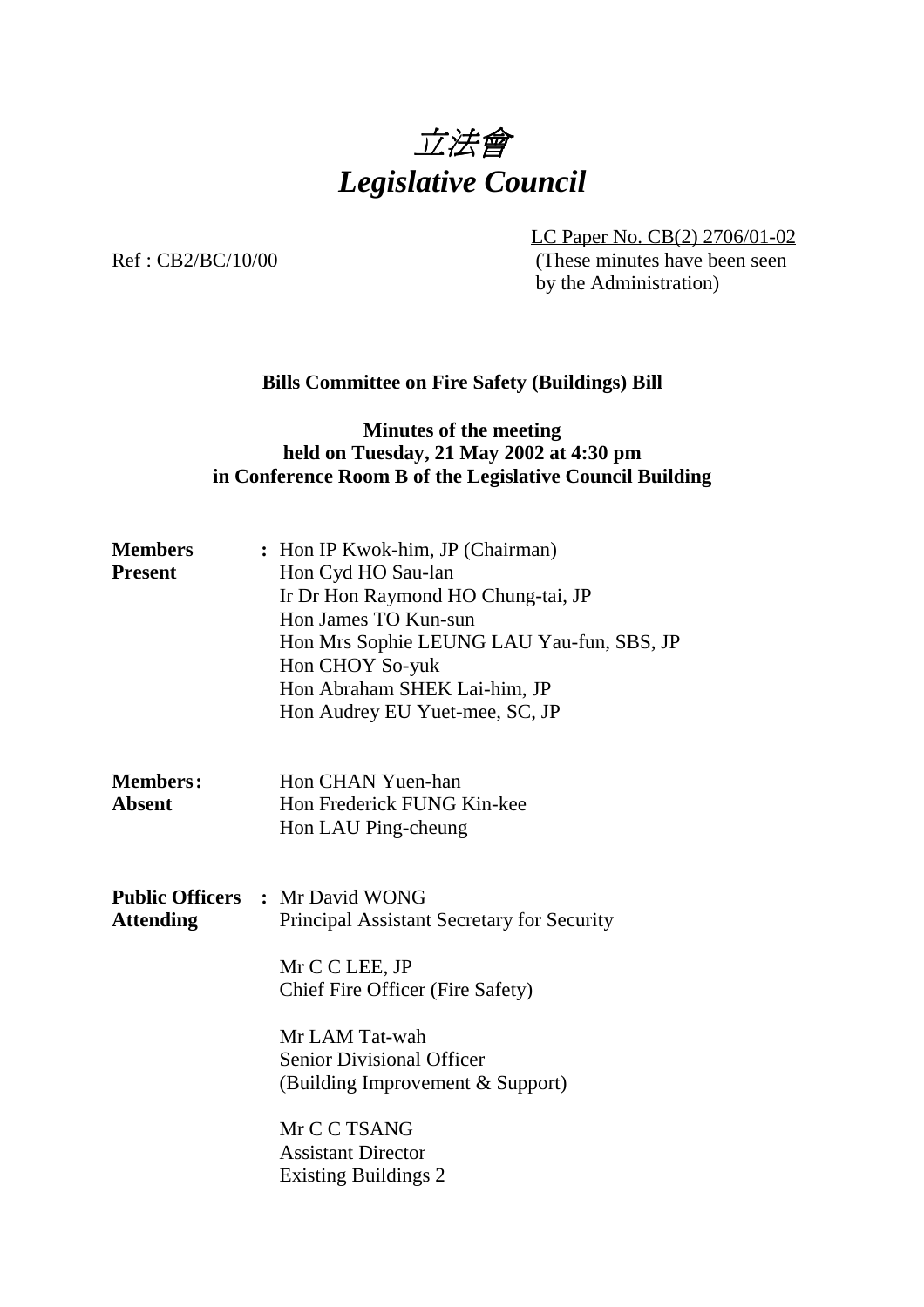# *立法會*
# *Legislative Council*

LC Paper No. CB(2) 2706/01-02
(These minutes have been seen by the Administration)

Ref : CB2/BC/10/00

**Bills Committee on Fire Safety (Buildings) Bill**

**Minutes of the meeting**
**held on Tuesday, 21 May 2002 at 4:30 pm**
**in Conference Room B of the Legislative Council Building**

| | | |
|---|---|---|
| **Members Present** | : | Hon IP Kwok-him, JP (Chairman)<br>Hon Cyd HO Sau-lan<br>Ir Dr Hon Raymond HO Chung-tai, JP<br>Hon James TO Kun-sun<br>Hon Mrs Sophie LEUNG LAU Yau-fun, SBS, JP<br>Hon CHOY So-yuk<br>Hon Abraham SHEK Lai-him, JP<br>Hon Audrey EU Yuet-mee, SC, JP |
| **Members Absent** | : | Hon CHAN Yuen-han<br>Hon Frederick FUNG Kin-kee<br>Hon LAU Ping-cheung |
| **Public Officers Attending** | : | Mr David WONG<br>Principal Assistant Secretary for Security<br><br>Mr C C LEE, JP<br>Chief Fire Officer (Fire Safety)<br><br>Mr LAM Tat-wah<br>Senior Divisional Officer<br>(Building Improvement & Support)<br><br>Mr C C TSANG<br>Assistant Director<br>Existing Buildings 2 |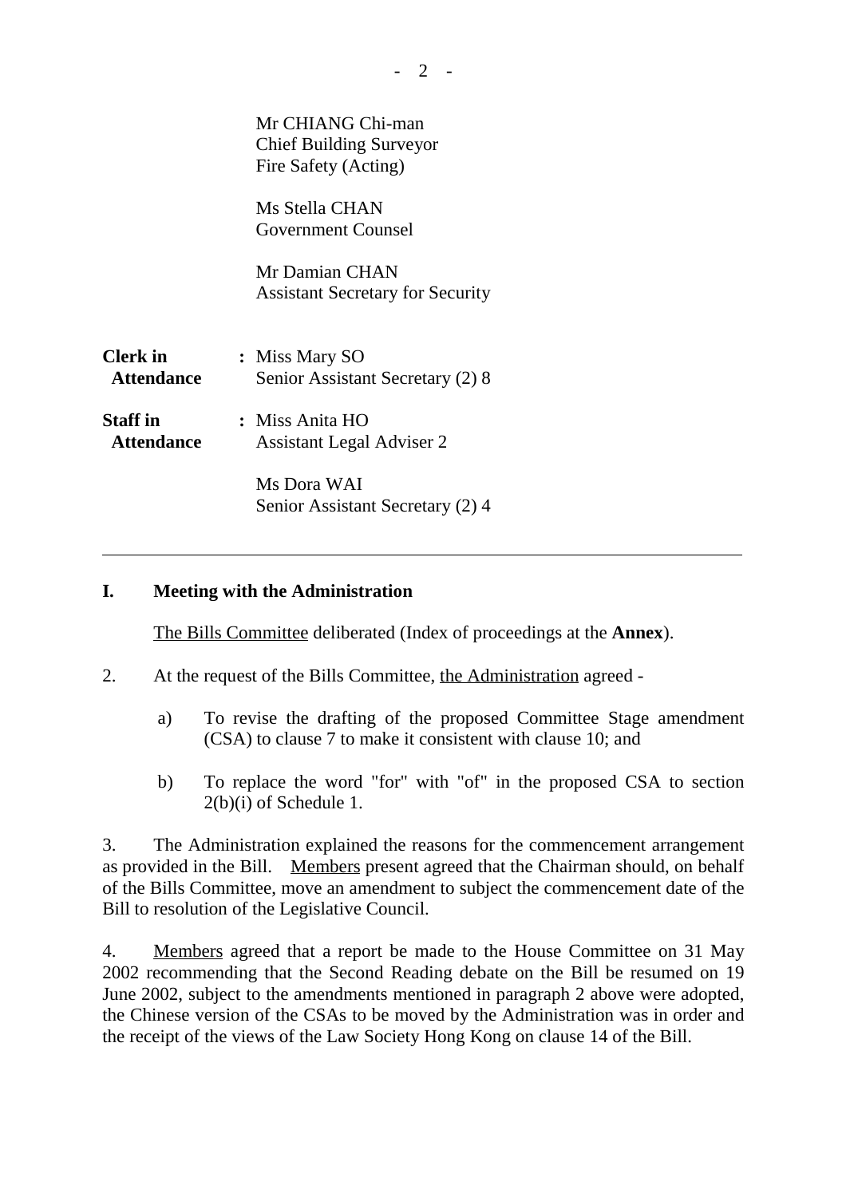Mr CHIANG Chi-man
Chief Building Surveyor
Fire Safety (Acting)

Ms Stella CHAN
Government Counsel

Mr Damian CHAN
Assistant Secretary for Security

**Clerk in Attendance** : Miss Mary SO
Senior Assistant Secretary (2) 8

**Staff in Attendance** : Miss Anita HO
Assistant Legal Adviser 2

Ms Dora WAI
Senior Assistant Secretary (2) 4

---

## I. Meeting with the Administration

The Bills Committee deliberated (Index of proceedings at the **Annex**).

2. At the request of the Bills Committee, the Administration agreed -

   a) To revise the drafting of the proposed Committee Stage amendment (CSA) to clause 7 to make it consistent with clause 10; and

   b) To replace the word "for" with "of" in the proposed CSA to section 2(b)(i) of Schedule 1.

3. The Administration explained the reasons for the commencement arrangement as provided in the Bill. Members present agreed that the Chairman should, on behalf of the Bills Committee, move an amendment to subject the commencement date of the Bill to resolution of the Legislative Council.

4. Members agreed that a report be made to the House Committee on 31 May 2002 recommending that the Second Reading debate on the Bill be resumed on 19 June 2002, subject to the amendments mentioned in paragraph 2 above were adopted, the Chinese version of the CSAs to be moved by the Administration was in order and the receipt of the views of the Law Society Hong Kong on clause 14 of the Bill.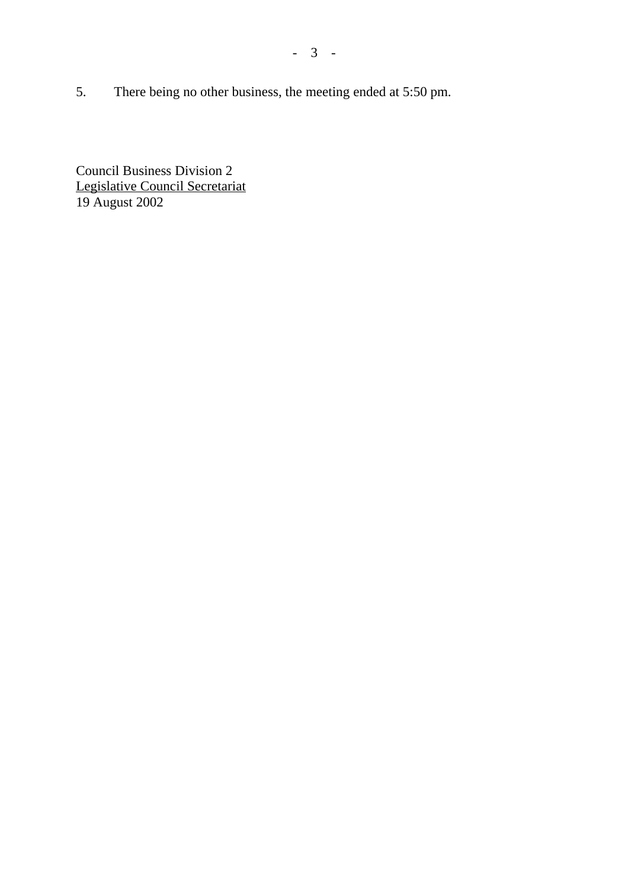5. There being no other business, the meeting ended at 5:50 pm.

Council Business Division 2
Legislative Council Secretariat
19 August 2002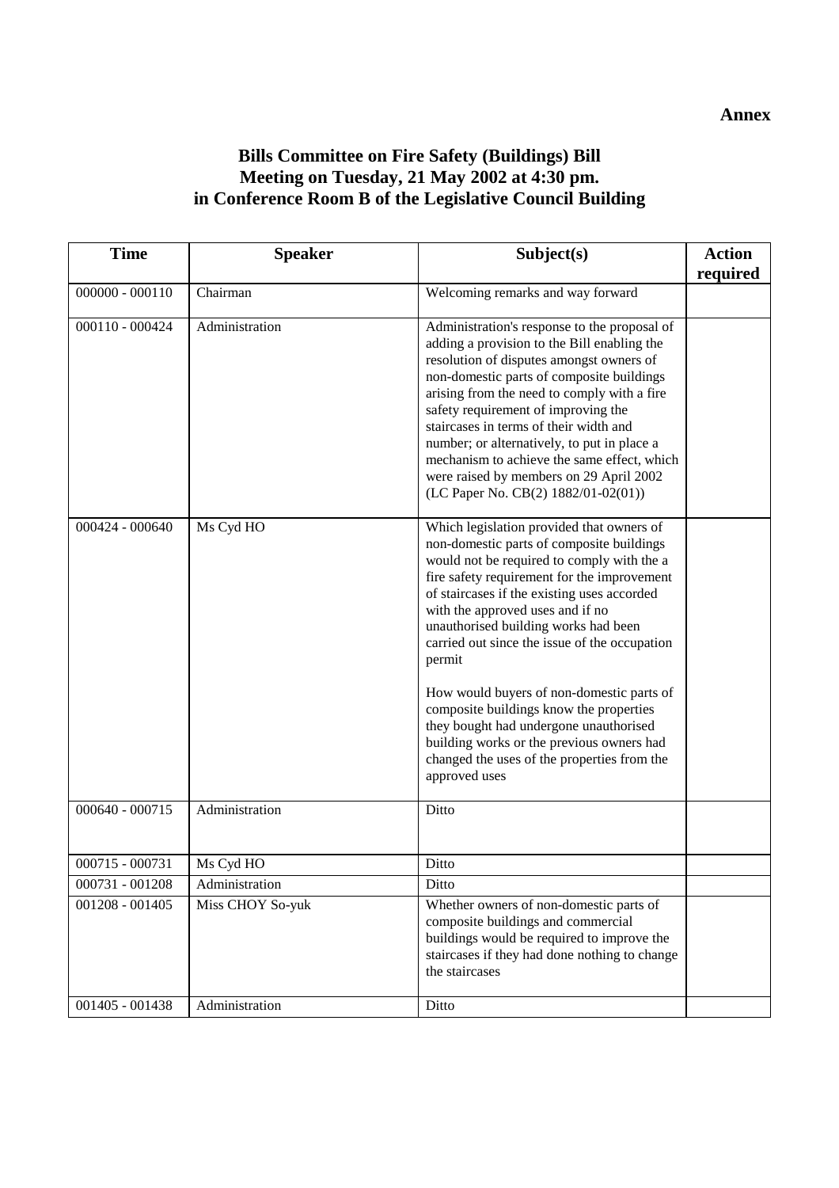**Annex**

**Bills Committee on Fire Safety (Buildings) Bill**
**Meeting on Tuesday, 21 May 2002 at 4:30 pm.**
**in Conference Room B of the Legislative Council Building**

| Time | Speaker | Subject(s) | Action required |
|---|---|---|---|
| 000000 - 000110 | Chairman | Welcoming remarks and way forward | |
| 000110 - 000424 | Administration | Administration's response to the proposal of adding a provision to the Bill enabling the resolution of disputes amongst owners of non-domestic parts of composite buildings arising from the need to comply with a fire safety requirement of improving the staircases in terms of their width and number; or alternatively, to put in place a mechanism to achieve the same effect, which were raised by members on 29 April 2002 (LC Paper No. CB(2) 1882/01-02(01)) | |
| 000424 - 000640 | Ms Cyd HO | Which legislation provided that owners of non-domestic parts of composite buildings would not be required to comply with the a fire safety requirement for the improvement of staircases if the existing uses accorded with the approved uses and if no unauthorised building works had been carried out since the issue of the occupation permit<br><br>How would buyers of non-domestic parts of composite buildings know the properties they bought had undergone unauthorised building works or the previous owners had changed the uses of the properties from the approved uses | |
| 000640 - 000715 | Administration | Ditto | |
| 000715 - 000731 | Ms Cyd HO | Ditto | |
| 000731 - 001208 | Administration | Ditto | |
| 001208 - 001405 | Miss CHOY So-yuk | Whether owners of non-domestic parts of composite buildings and commercial buildings would be required to improve the staircases if they had done nothing to change the staircases | |
| 001405 - 001438 | Administration | Ditto | |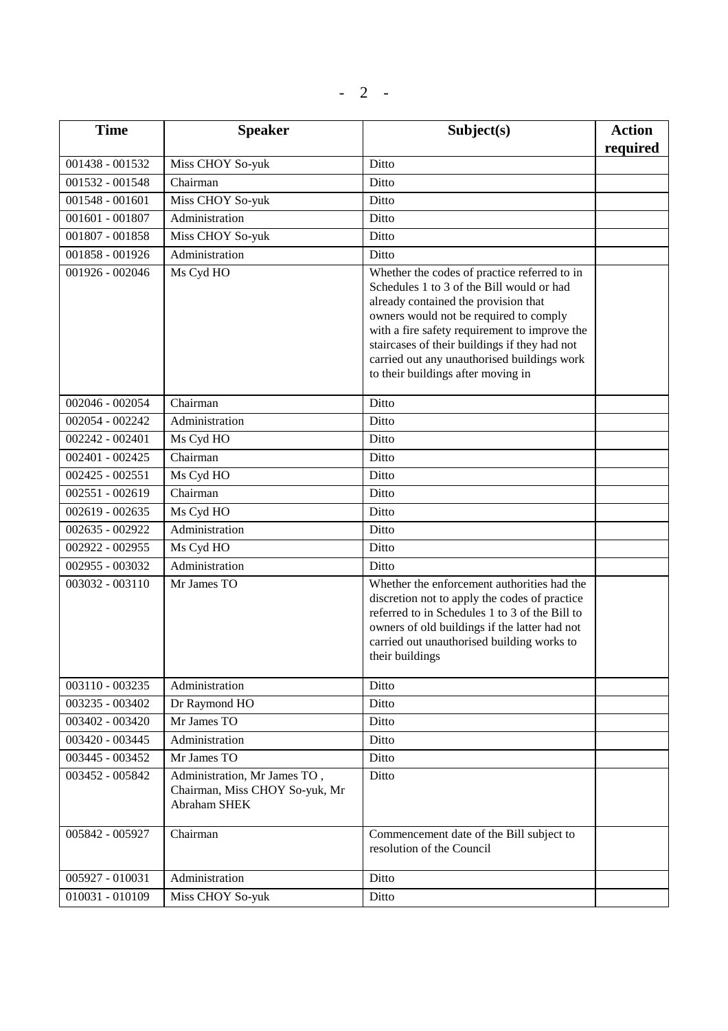| Time | Speaker | Subject(s) | Action required |
|---|---|---|---|
| 001438 - 001532 | Miss CHOY So-yuk | Ditto | |
| 001532 - 001548 | Chairman | Ditto | |
| 001548 - 001601 | Miss CHOY So-yuk | Ditto | |
| 001601 - 001807 | Administration | Ditto | |
| 001807 - 001858 | Miss CHOY So-yuk | Ditto | |
| 001858 - 001926 | Administration | Ditto | |
| 001926 - 002046 | Ms Cyd HO | Whether the codes of practice referred to in Schedules 1 to 3 of the Bill would or had already contained the provision that owners would not be required to comply with a fire safety requirement to improve the staircases of their buildings if they had not carried out any unauthorised buildings work to their buildings after moving in | |
| 002046 - 002054 | Chairman | Ditto | |
| 002054 - 002242 | Administration | Ditto | |
| 002242 - 002401 | Ms Cyd HO | Ditto | |
| 002401 - 002425 | Chairman | Ditto | |
| 002425 - 002551 | Ms Cyd HO | Ditto | |
| 002551 - 002619 | Chairman | Ditto | |
| 002619 - 002635 | Ms Cyd HO | Ditto | |
| 002635 - 002922 | Administration | Ditto | |
| 002922 - 002955 | Ms Cyd HO | Ditto | |
| 002955 - 003032 | Administration | Ditto | |
| 003032 - 003110 | Mr James TO | Whether the enforcement authorities had the discretion not to apply the codes of practice referred to in Schedules 1 to 3 of the Bill to owners of old buildings if the latter had not carried out unauthorised building works to their buildings | |
| 003110 - 003235 | Administration | Ditto | |
| 003235 - 003402 | Dr Raymond HO | Ditto | |
| 003402 - 003420 | Mr James TO | Ditto | |
| 003420 - 003445 | Administration | Ditto | |
| 003445 - 003452 | Mr James TO | Ditto | |
| 003452 - 005842 | Administration, Mr James TO , Chairman, Miss CHOY So-yuk, Mr Abraham SHEK | Ditto | |
| 005842 - 005927 | Chairman | Commencement date of the Bill subject to resolution of the Council | |
| 005927 - 010031 | Administration | Ditto | |
| 010031 - 010109 | Miss CHOY So-yuk | Ditto | |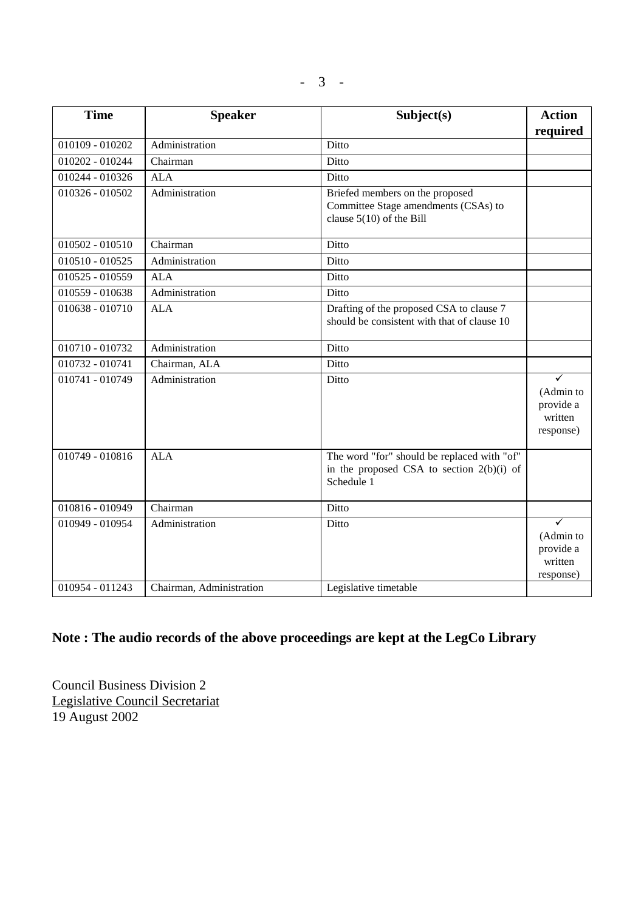| Time | Speaker | Subject(s) | Action required |
|---|---|---|---|
| 010109 - 010202 | Administration | Ditto | |
| 010202 - 010244 | Chairman | Ditto | |
| 010244 - 010326 | ALA | Ditto | |
| 010326 - 010502 | Administration | Briefed members on the proposed Committee Stage amendments (CSAs) to clause 5(10) of the Bill | |
| 010502 - 010510 | Chairman | Ditto | |
| 010510 - 010525 | Administration | Ditto | |
| 010525 - 010559 | ALA | Ditto | |
| 010559 - 010638 | Administration | Ditto | |
| 010638 - 010710 | ALA | Drafting of the proposed CSA to clause 7 should be consistent with that of clause 10 | |
| 010710 - 010732 | Administration | Ditto | |
| 010732 - 010741 | Chairman, ALA | Ditto | |
| 010741 - 010749 | Administration | Ditto | ✓ (Admin to provide a written response) |
| 010749 - 010816 | ALA | The word "for" should be replaced with "of" in the proposed CSA to section 2(b)(i) of Schedule 1 | |
| 010816 - 010949 | Chairman | Ditto | |
| 010949 - 010954 | Administration | Ditto | ✓ (Admin to provide a written response) |
| 010954 - 011243 | Chairman, Administration | Legislative timetable | |

**Note : The audio records of the above proceedings are kept at the LegCo Library**

Council Business Division 2
Legislative Council Secretariat
19 August 2002